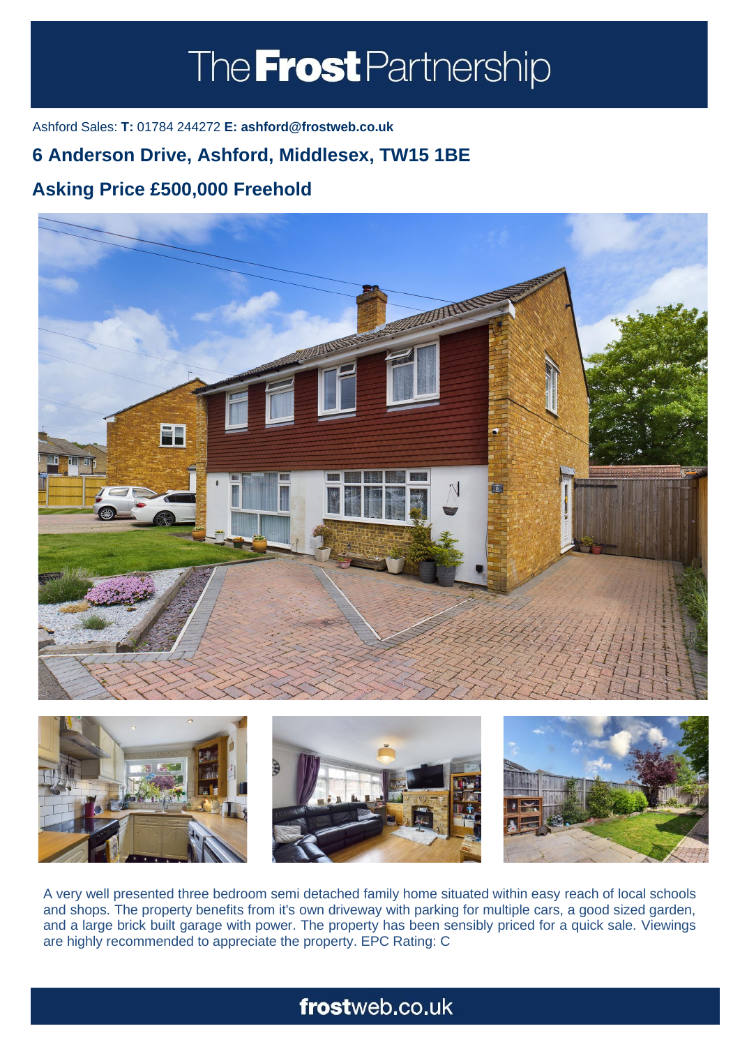# The Frost Partnership

Ashford Sales: **T:** 01784 244272 **E: ashford@frostweb.co.uk**

## 6 Anderson Drive, Ashford, Middlesex, TW15 1BE

## Asking Price £500,000 Freehold

A very well presented three bedroom semi detached family home situated within easy reach of local schools and shops. The property benefits from it's own driveway with parking for multiple cars, a good sized garden, and a large brick built garage with power. The property has been sensibly priced for a quick sale. Viewings are highly recommended to appreciate the property. EPC Rating: C

**frost**web.co.uk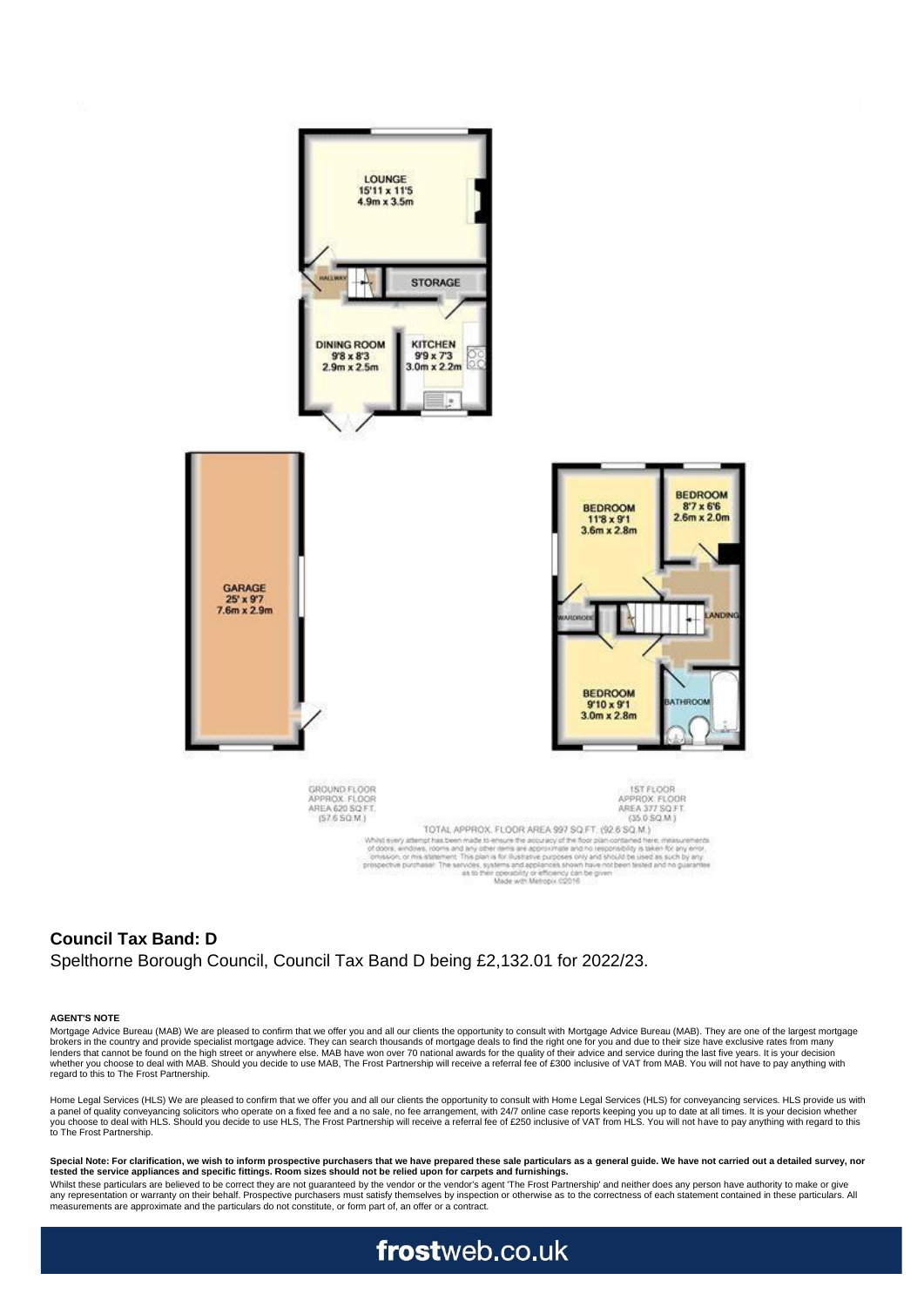LOUNGE
15'11 x 11'5
4.9m x 3.5m

HALLWAY

STORAGE

DINING ROOM
9'8 x 8'3
2.9m x 2.5m

KITCHEN
9'9 x 7'3
3.0m x 2.2m

GARAGE
25' x 9'7
7.6m x 2.9m

BEDROOM
11'8 x 9'1
3.6m x 2.8m

BEDROOM
8'7 x 6'6
2.6m x 2.0m

WARDROBE

LANDING

BEDROOM
9'10 x 9'1
3.0m x 2.8m

BATHROOM

GROUND FLOOR
APPROX. FLOOR
AREA 620 SQ.FT.
(57.6 SQ.M.)

1ST FLOOR
APPROX. FLOOR
AREA 377 SQ.FT.
(35.0 SQ.M.)

TOTAL APPROX. FLOOR AREA 997 SQ.FT. (92.6 SQ.M.)

Whilst every attempt has been made to ensure the accuracy of the floor plan contained here, measurements of doors, windows, rooms and any other items are approximate and no responsibility is taken for any error, omission, or mis-statement. This plan is for illustrative purposes only and should be used as such by any prospective purchaser. The services, systems and appliances shown have not been tested and no guarantee as to their operability or efficiency can be given
Made with Metropix ©2016

## Council Tax Band: D

Spelthorne Borough Council, Council Tax Band D being £2,132.01 for 2022/23.

**AGENT'S NOTE**

Mortgage Advice Bureau (MAB) We are pleased to confirm that we offer you and all our clients the opportunity to consult with Mortgage Advice Bureau (MAB). They are one of the largest mortgage brokers in the country and provide specialist mortgage advice. They can search thousands of mortgage deals to find the right one for you and due to their size have exclusive rates from many lenders that cannot be found on the high street or anywhere else. MAB have won over 70 national awards for the quality of their advice and service during the last five years. It is your decision whether you choose to deal with MAB. Should you decide to use MAB, The Frost Partnership will receive a referral fee of £300 inclusive of VAT from MAB. You will not have to pay anything with regard to this to The Frost Partnership.

Home Legal Services (HLS) We are pleased to confirm that we offer you and all our clients the opportunity to consult with Home Legal Services (HLS) for conveyancing services. HLS provide us with a panel of quality conveyancing solicitors who operate on a fixed fee and a no sale, no fee arrangement, with 24/7 online case reports keeping you up to date at all times. It is your decision whether you choose to deal with HLS. Should you decide to use HLS, The Frost Partnership will receive a referral fee of £250 inclusive of VAT from HLS. You will not have to pay anything with regard to this to The Frost Partnership.

**Special Note: For clarification, we wish to inform prospective purchasers that we have prepared these sale particulars as a general guide. We have not carried out a detailed survey, nor tested the service appliances and specific fittings. Room sizes should not be relied upon for carpets and furnishings.**

Whilst these particulars are believed to be correct they are not guaranteed by the vendor or the vendor's agent 'The Frost Partnership' and neither does any person have authority to make or give any representation or warranty on their behalf. Prospective purchasers must satisfy themselves by inspection or otherwise as to the correctness of each statement contained in these particulars. All measurements are approximate and the particulars do not constitute, or form part of, an offer or a contract.

**frost**web.co.uk